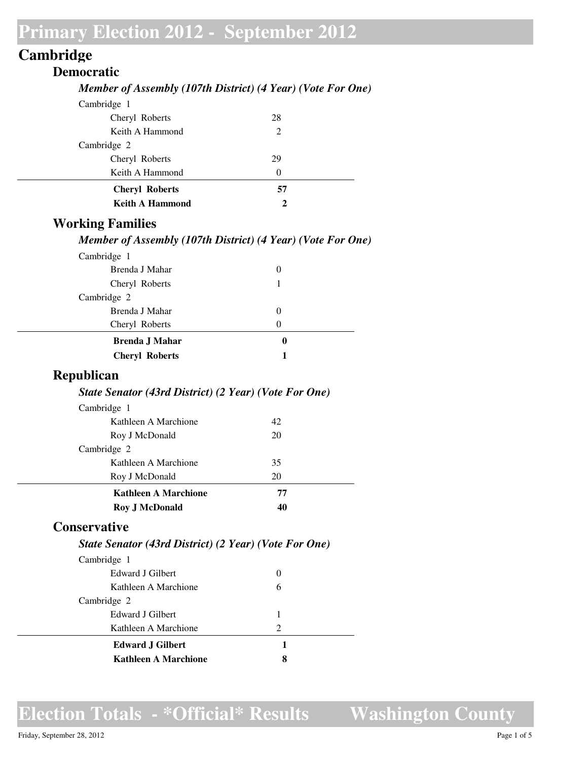# Primary Election 2012 - September 2012

## Cambridge

### Democratic

#### *Member of Assembly (107th District) (4 Year) (Vote For One)*

| Cambridge 1 | |
|---|---|
| Cheryl Roberts | 28 |
| Keith A Hammond | 2 |

| Cambridge 2 | |
|---|---|
| Cheryl Roberts | 29 |
| Keith A Hammond | 0 |

| | |
|---|---|
| **Cheryl Roberts** | **57** |
| **Keith A Hammond** | **2** |

### Working Families

#### *Member of Assembly (107th District) (4 Year) (Vote For One)*

| Cambridge 1 | |
|---|---|
| Brenda J Mahar | 0 |
| Cheryl Roberts | 1 |

| Cambridge 2 | |
|---|---|
| Brenda J Mahar | 0 |
| Cheryl Roberts | 0 |

| | |
|---|---|
| **Brenda J Mahar** | **0** |
| **Cheryl Roberts** | **1** |

### Republican

#### *State Senator (43rd District) (2 Year) (Vote For One)*

| Cambridge 1 | |
|---|---|
| Kathleen A Marchione | 42 |
| Roy J McDonald | 20 |

| Cambridge 2 | |
|---|---|
| Kathleen A Marchione | 35 |
| Roy J McDonald | 20 |

| | |
|---|---|
| **Kathleen A Marchione** | **77** |
| **Roy J McDonald** | **40** |

### Conservative

#### *State Senator (43rd District) (2 Year) (Vote For One)*

| Cambridge 1 | |
|---|---|
| Edward J Gilbert | 0 |
| Kathleen A Marchione | 6 |

| Cambridge 2 | |
|---|---|
| Edward J Gilbert | 1 |
| Kathleen A Marchione | 2 |

| | |
|---|---|
| **Edward J Gilbert** | **1** |
| **Kathleen A Marchione** | **8** |

Election Totals - *Official* Results    Washington County

Friday, September 28, 2012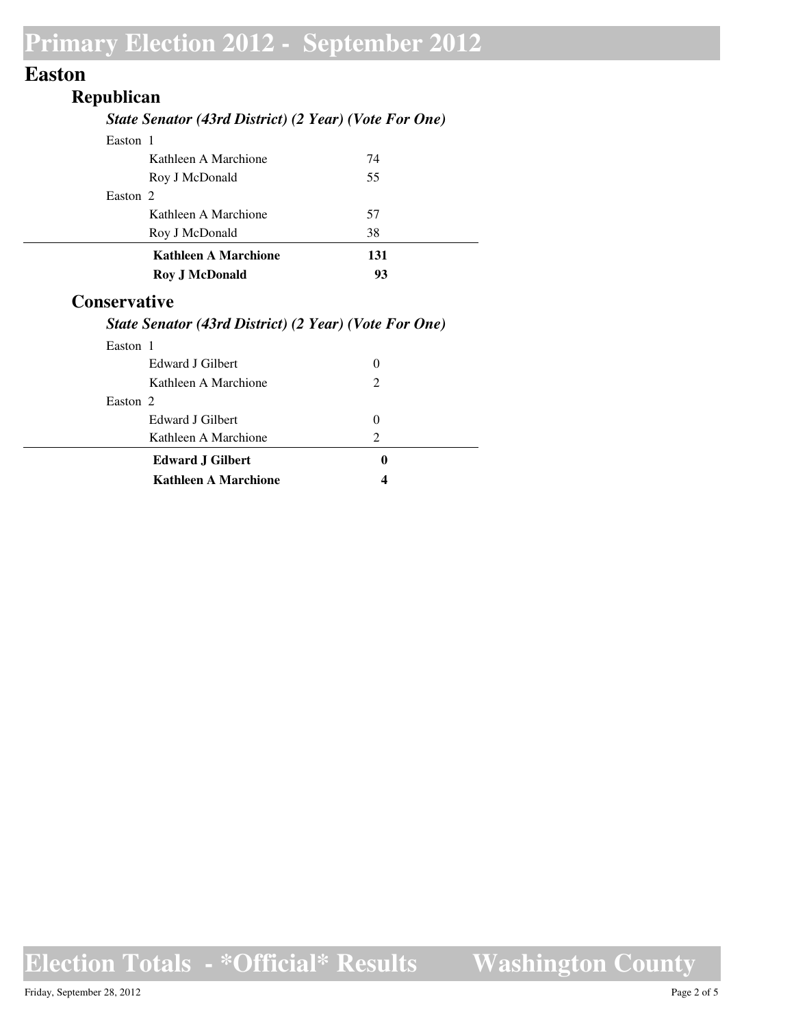# Primary Election 2012 - September 2012

## Easton

### Republican

#### *State Senator (43rd District) (2 Year) (Vote For One)*

| | Candidate | Votes |
|---|---|---|
| Easton 1 | | |
| | Kathleen A Marchione | 74 |
| | Roy J McDonald | 55 |
| Easton 2 | | |
| | Kathleen A Marchione | 57 |
| | Roy J McDonald | 38 |
| | **Kathleen A Marchione** | **131** |
| | **Roy J McDonald** | **93** |

### Conservative

#### *State Senator (43rd District) (2 Year) (Vote For One)*

| | Candidate | Votes |
|---|---|---|
| Easton 1 | | |
| | Edward J Gilbert | 0 |
| | Kathleen A Marchione | 2 |
| Easton 2 | | |
| | Edward J Gilbert | 0 |
| | Kathleen A Marchione | 2 |
| | **Edward J Gilbert** | **0** |
| | **Kathleen A Marchione** | **4** |

Election Totals - *Official* Results    Washington County

Friday, September 28, 2012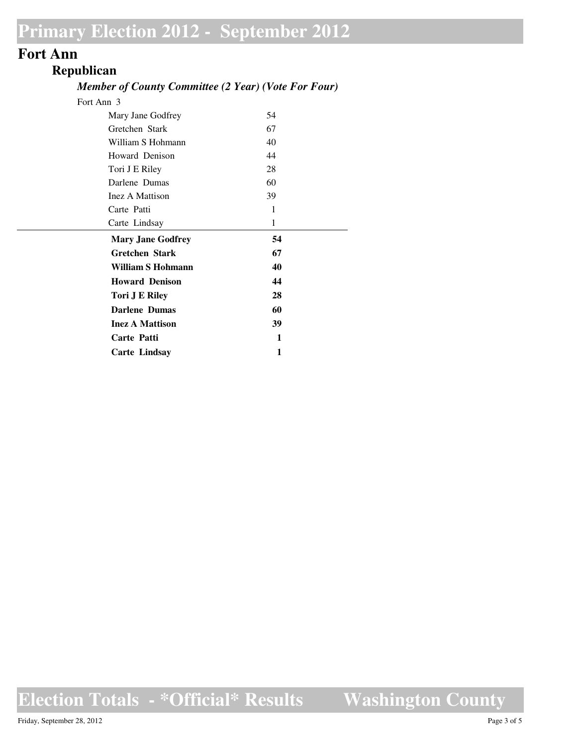# Primary Election 2012 - September 2012

## Fort Ann

### Republican

#### *Member of County Committee (2 Year) (Vote For Four)*

Fort Ann 3

| Candidate | Votes |
|---|---|
| Mary Jane Godfrey | 54 |
| Gretchen Stark | 67 |
| William S Hohmann | 40 |
| Howard Denison | 44 |
| Tori J E Riley | 28 |
| Darlene Dumas | 60 |
| Inez A Mattison | 39 |
| Carte Patti | 1 |
| Carte Lindsay | 1 |

| Candidate | Votes |
|---|---|
| **Mary Jane Godfrey** | **54** |
| **Gretchen Stark** | **67** |
| **William S Hohmann** | **40** |
| **Howard Denison** | **44** |
| **Tori J E Riley** | **28** |
| **Darlene Dumas** | **60** |
| **Inez A Mattison** | **39** |
| **Carte Patti** | **1** |
| **Carte Lindsay** | **1** |

Election Totals - *Official* Results     Washington County

Friday, September 28, 2012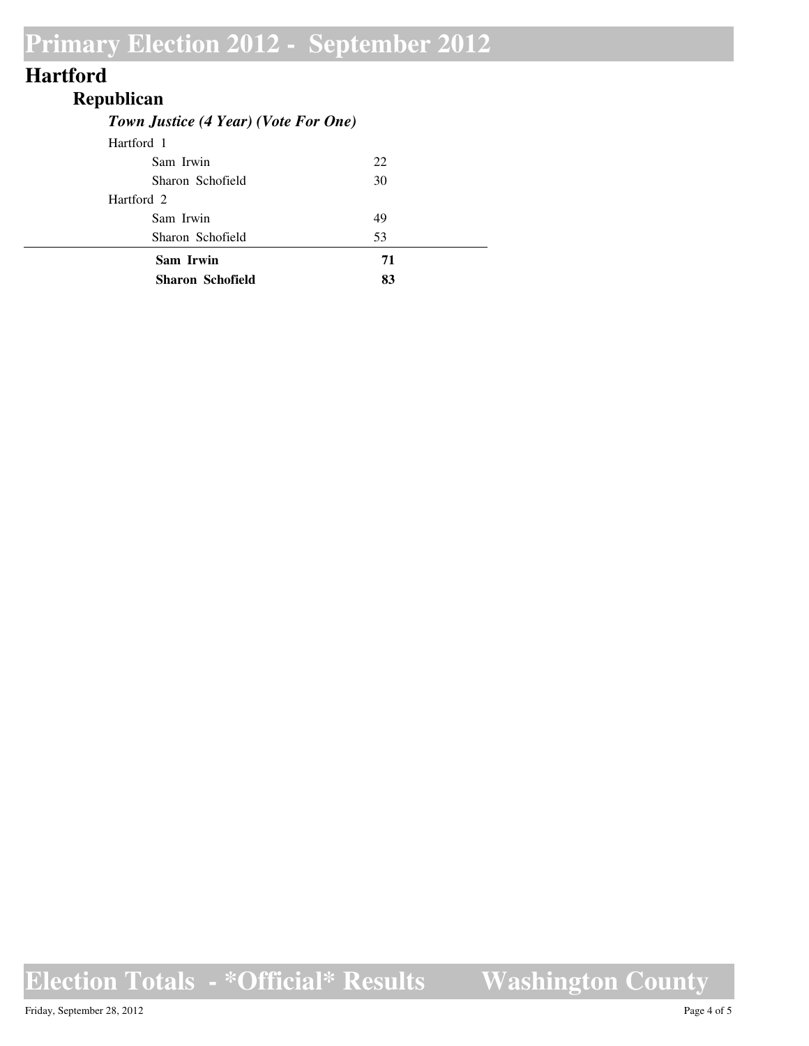# Primary Election 2012 - September 2012

## Hartford

### Republican

#### *Town Justice (4 Year) (Vote For One)*

| | |
|---|---|
| Hartford 1 | |
| Sam Irwin | 22 |
| Sharon Schofield | 30 |
| Hartford 2 | |
| Sam Irwin | 49 |
| Sharon Schofield | 53 |
| **Sam Irwin** | **71** |
| **Sharon Schofield** | **83** |

# Election Totals - *Official* Results    Washington County

Friday, September 28, 2012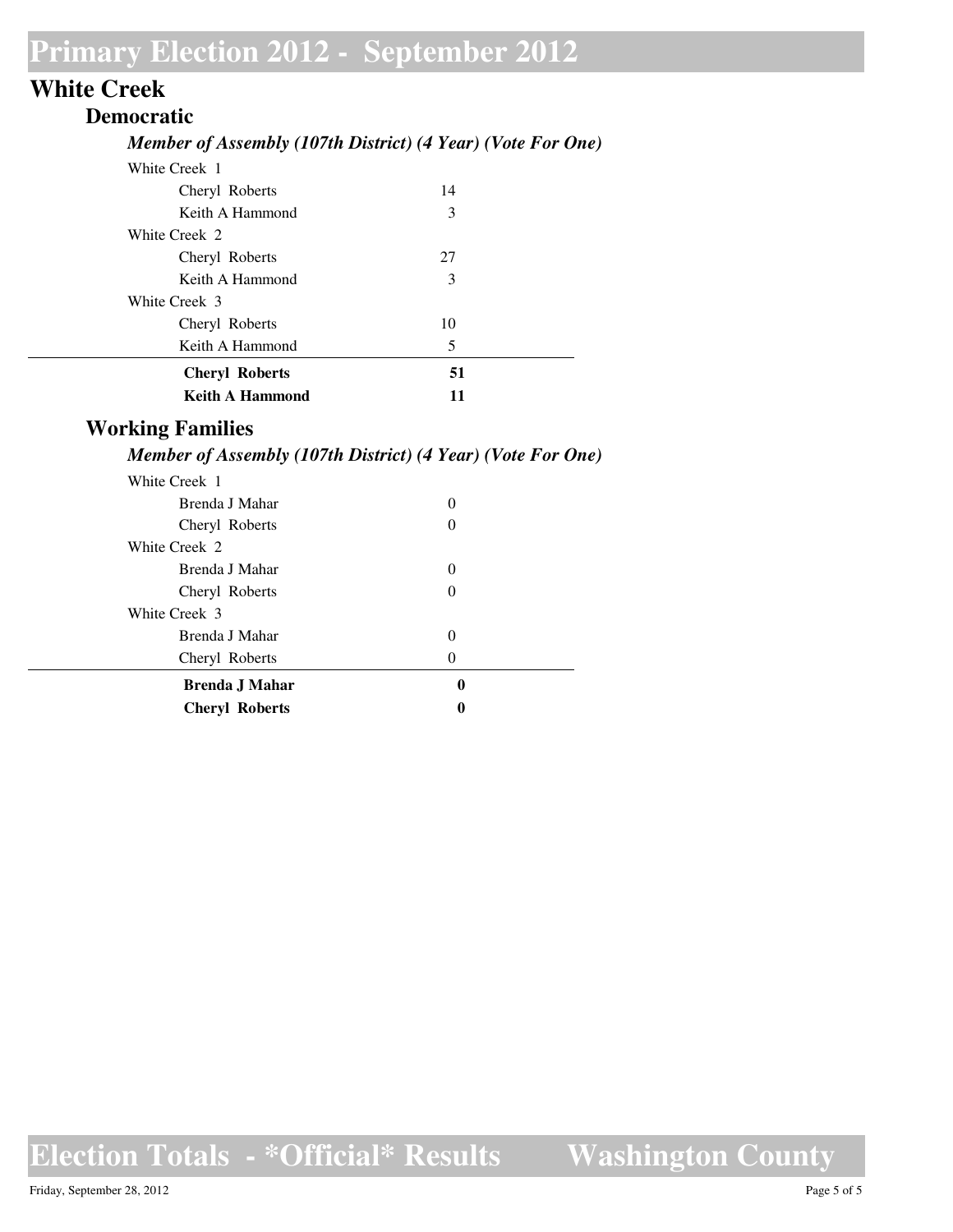# Primary Election 2012 - September 2012

## White Creek

### Democratic

#### *Member of Assembly (107th District) (4 Year) (Vote For One)*

| | |
|---|---|
| White Creek 1 | |
| Cheryl Roberts | 14 |
| Keith A Hammond | 3 |
| White Creek 2 | |
| Cheryl Roberts | 27 |
| Keith A Hammond | 3 |
| White Creek 3 | |
| Cheryl Roberts | 10 |
| Keith A Hammond | 5 |
| **Cheryl Roberts** | **51** |
| **Keith A Hammond** | **11** |

### Working Families

#### *Member of Assembly (107th District) (4 Year) (Vote For One)*

| | |
|---|---|
| White Creek 1 | |
| Brenda J Mahar | 0 |
| Cheryl Roberts | 0 |
| White Creek 2 | |
| Brenda J Mahar | 0 |
| Cheryl Roberts | 0 |
| White Creek 3 | |
| Brenda J Mahar | 0 |
| Cheryl Roberts | 0 |
| **Brenda J Mahar** | **0** |
| **Cheryl Roberts** | **0** |

Election Totals - *Official* Results Washington County

Friday, September 28, 2012